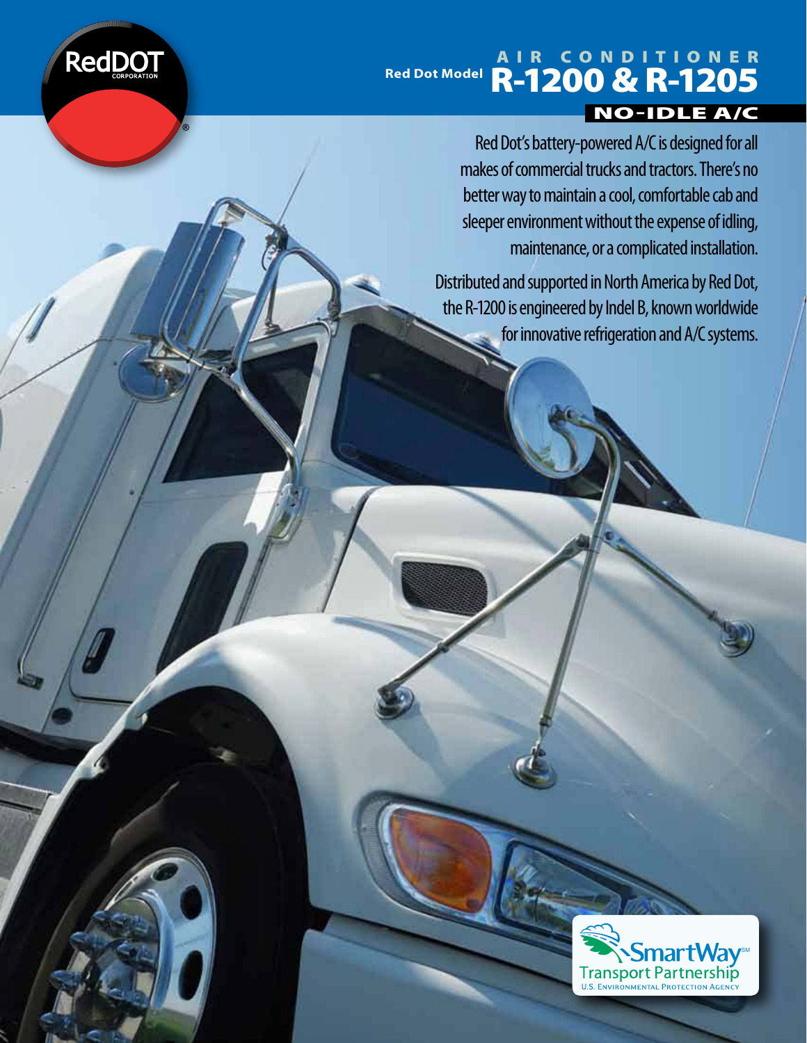RedDOT CORPORATION

# Red Dot Model AIR CONDITIONER R-1200 & R-1205

## NO-IDLE A/C

Red Dot's battery-powered A/C is designed for all makes of commercial trucks and tractors. There's no better way to maintain a cool, comfortable cab and sleeper environment without the expense of idling, maintenance, or a complicated installation.

Distributed and supported in North America by Red Dot, the R-1200 is engineered by Indel B, known worldwide for innovative refrigeration and A/C systems.

SmartWay Transport Partnership
U.S. Environmental Protection Agency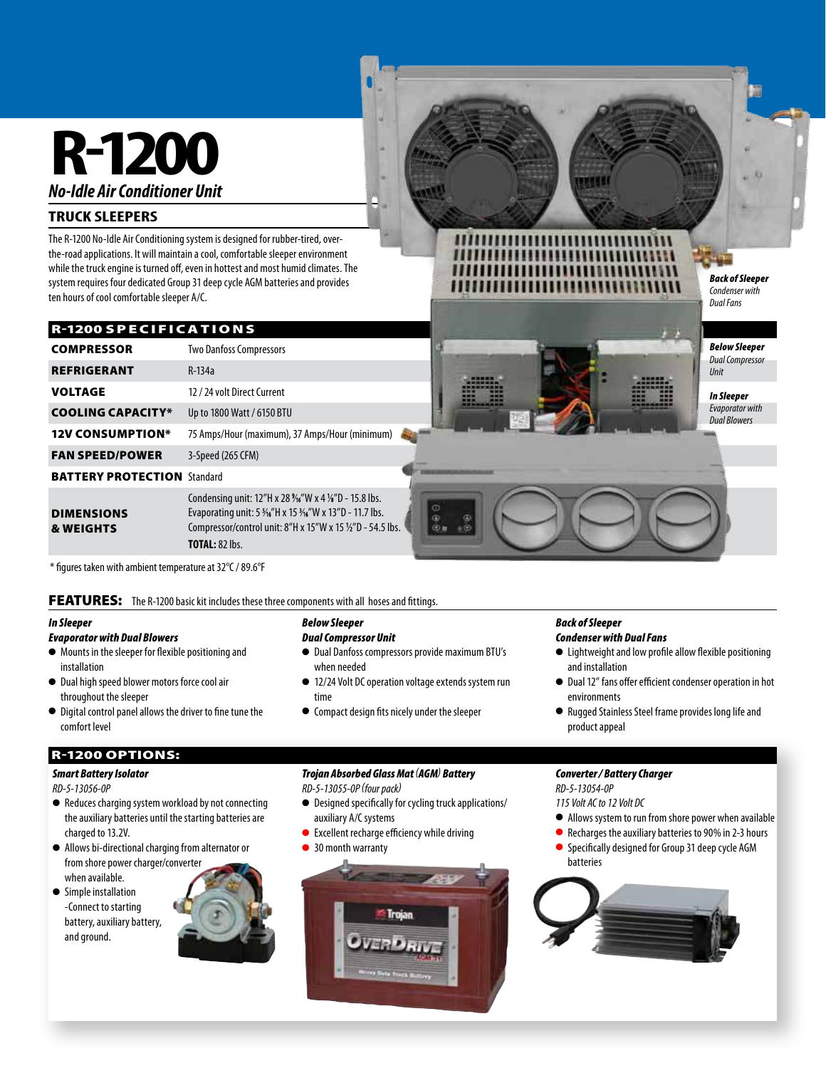# R-1200

## *No-Idle Air Conditioner Unit*

### TRUCK SLEEPERS

The R-1200 No-Idle Air Conditioning system is designed for rubber-tired, over-the-road applications. It will maintain a cool, comfortable sleeper environment while the truck engine is turned off, even in hottest and most humid climates. The system requires four dedicated Group 31 deep cycle AGM batteries and provides ten hours of cool comfortable sleeper A/C.

***Back of Sleeper*** *Condenser with Dual Fans*

***Below Sleeper*** *Dual Compressor Unit*

***In Sleeper*** *Evaporator with Dual Blowers*

| R-1200 SPECIFICATIONS | |
|---|---|
| **COMPRESSOR** | Two Danfoss Compressors |
| **REFRIGERANT** | R-134a |
| **VOLTAGE** | 12 / 24 volt Direct Current |
| **COOLING CAPACITY*** | Up to 1800 Watt / 6150 BTU |
| **12V CONSUMPTION*** | 75 Amps/Hour (maximum), 37 Amps/Hour (minimum) |
| **FAN SPEED/POWER** | 3-Speed (265 CFM) |
| **BATTERY PROTECTION** | Standard |
| **DIMENSIONS & WEIGHTS** | Condensing unit: 12"H x 28 9/16"W x 4 1/8"D - 15.8 lbs.<br>Evaporating unit: 5 5/16"H x 15 3/16"W x 13"D - 11.7 lbs.<br>Compressor/control unit: 8"H x 15"W x 15 ½"D - 54.5 lbs.<br>**TOTAL:** 82 lbs. |

\* figures taken with ambient temperature at 32°C / 89.6°F

## FEATURES:

The R-1200 basic kit includes these three components with all hoses and fittings.

***In Sleeper***
***Evaporator with Dual Blowers***

- Mounts in the sleeper for flexible positioning and installation
- Dual high speed blower motors force cool air throughout the sleeper
- Digital control panel allows the driver to fine tune the comfort level

***Below Sleeper***
***Dual Compressor Unit***

- Dual Danfoss compressors provide maximum BTU's when needed
- 12/24 Volt DC operation voltage extends system run time
- Compact design fits nicely under the sleeper

***Back of Sleeper***
***Condenser with Dual Fans***

- Lightweight and low profile allow flexible positioning and installation
- Dual 12" fans offer efficient condenser operation in hot environments
- Rugged Stainless Steel frame provides long life and product appeal

## R-1200 OPTIONS:

***Smart Battery Isolator***
*RD-5-13056-0P*

- Reduces charging system workload by not connecting the auxiliary batteries until the starting batteries are charged to 13.2V.
- Allows bi-directional charging from alternator or from shore power charger/converter when available.
- Simple installation -Connect to starting battery, auxiliary battery, and ground.

***Trojan Absorbed Glass Mat (AGM) Battery***
*RD-5-13055-0P (four pack)*

- Designed specifically for cycling truck applications/ auxiliary A/C systems
- Excellent recharge efficiency while driving
- 30 month warranty

***Converter / Battery Charger***
*RD-5-13054-0P*
*115 Volt AC to 12 Volt DC*

- Allows system to run from shore power when available
- Recharges the auxiliary batteries to 90% in 2-3 hours
- Specifically designed for Group 31 deep cycle AGM batteries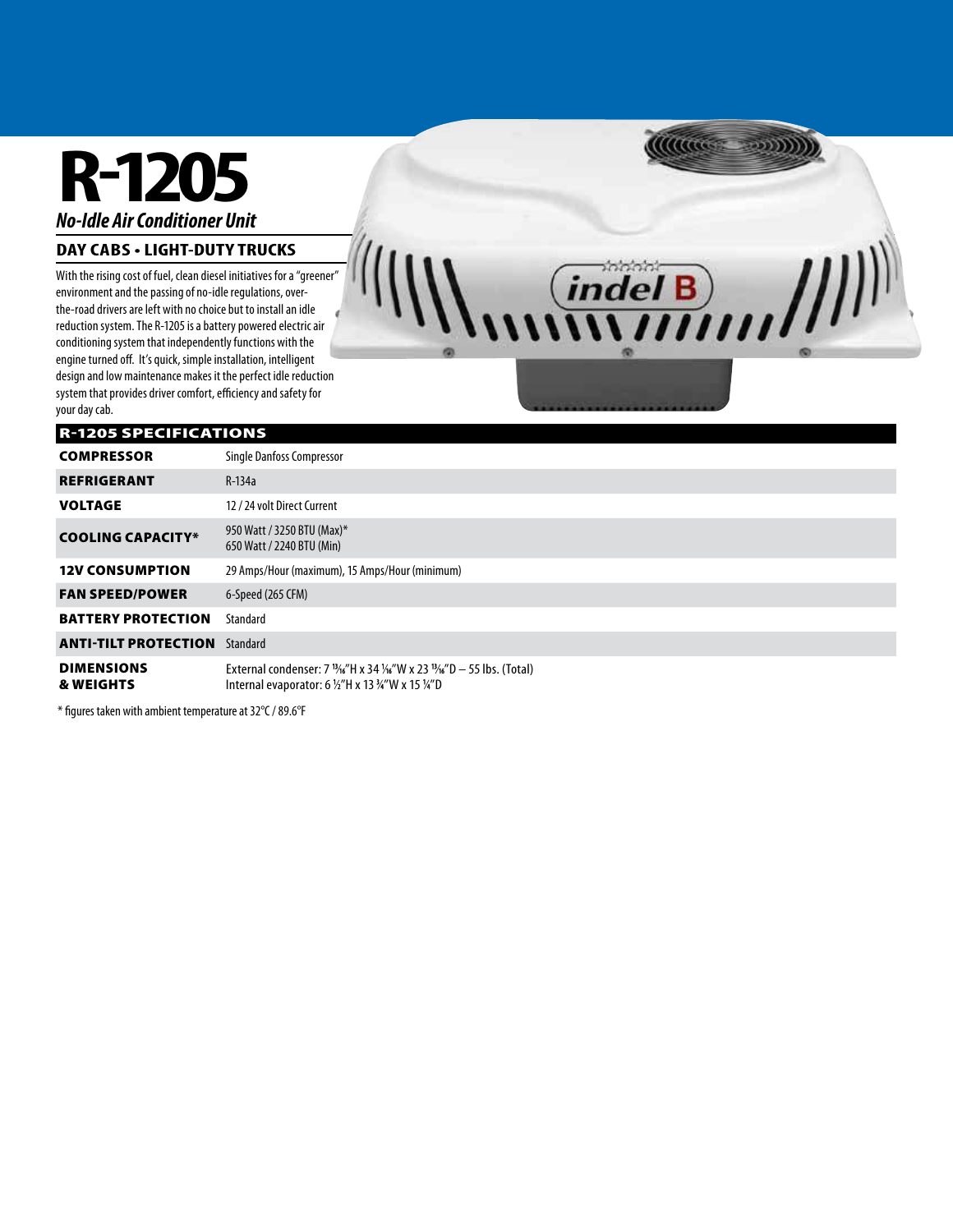# R-1205

*No-Idle Air Conditioner Unit*

## DAY CABS • LIGHT-DUTY TRUCKS

With the rising cost of fuel, clean diesel initiatives for a "greener" environment and the passing of no-idle regulations, over-the-road drivers are left with no choice but to install an idle reduction system. The R-1205 is a battery powered electric air conditioning system that independently functions with the engine turned off. It's quick, simple installation, intelligent design and low maintenance makes it the perfect idle reduction system that provides driver comfort, efficiency and safety for your day cab.

## R-1205 SPECIFICATIONS

| | |
|---|---|
| **COMPRESSOR** | Single Danfoss Compressor |
| **REFRIGERANT** | R-134a |
| **VOLTAGE** | 12 / 24 volt Direct Current |
| **COOLING CAPACITY*** | 950 Watt / 3250 BTU (Max)*<br>650 Watt / 2240 BTU (Min) |
| **12V CONSUMPTION** | 29 Amps/Hour (maximum), 15 Amps/Hour (minimum) |
| **FAN SPEED/POWER** | 6-Speed (265 CFM) |
| **BATTERY PROTECTION** | Standard |
| **ANTI-TILT PROTECTION** | Standard |
| **DIMENSIONS & WEIGHTS** | External condenser: 7 13⁄16"H x 34 1⁄16"W x 23 13⁄16"D – 55 lbs. (Total)<br>Internal evaporator: 6 ½"H x 13 ¾"W x 15 ¼"D |

* figures taken with ambient temperature at 32°C / 89.6°F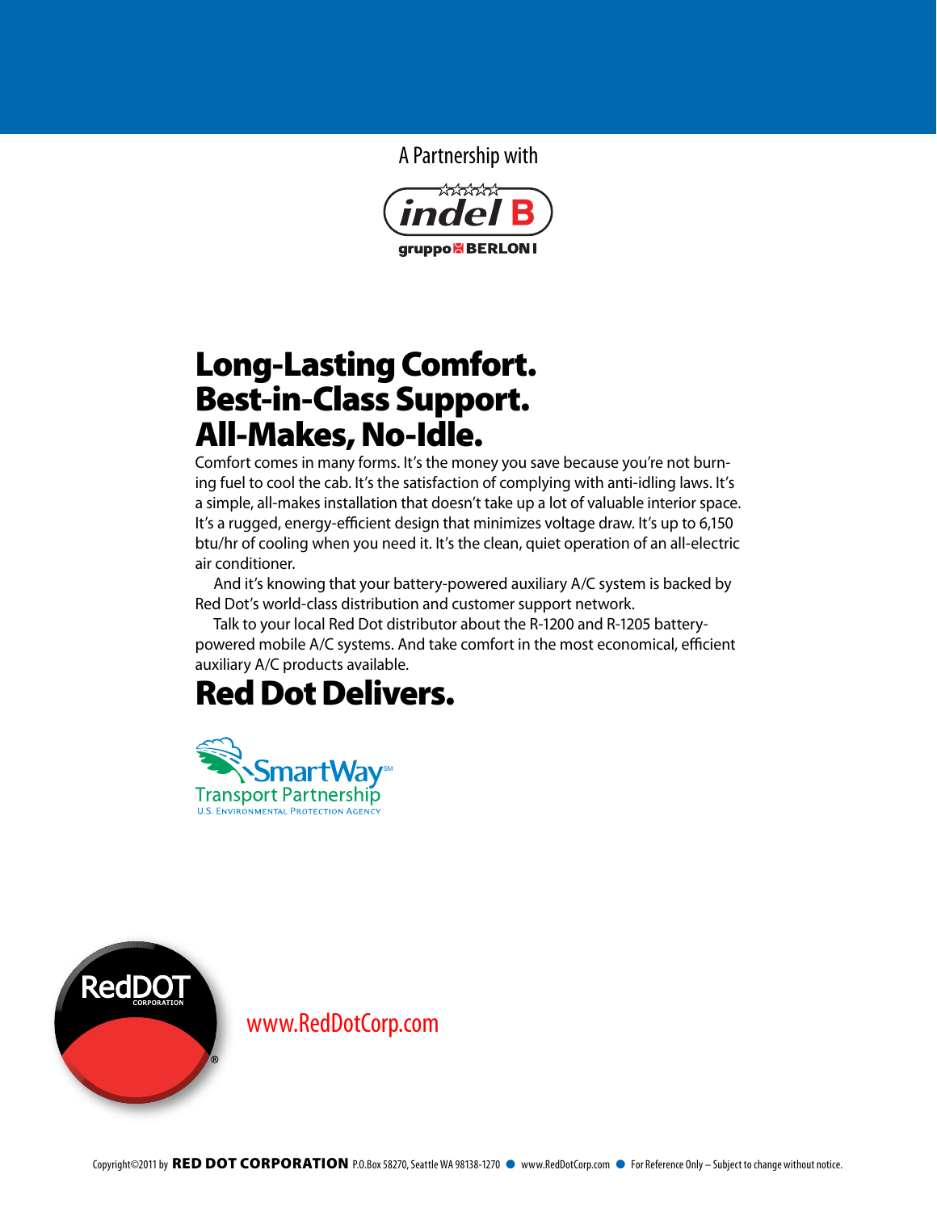A Partnership with

indel B

gruppo BERLONI

# Long-Lasting Comfort. Best-in-Class Support. All-Makes, No-Idle.

Comfort comes in many forms. It's the money you save because you're not burning fuel to cool the cab. It's the satisfaction of complying with anti-idling laws. It's a simple, all-makes installation that doesn't take up a lot of valuable interior space. It's a rugged, energy-efficient design that minimizes voltage draw. It's up to 6,150 btu/hr of cooling when you need it. It's the clean, quiet operation of an all-electric air conditioner.

And it's knowing that your battery-powered auxiliary A/C system is backed by Red Dot's world-class distribution and customer support network.

Talk to your local Red Dot distributor about the R-1200 and R-1205 battery-powered mobile A/C systems. And take comfort in the most economical, efficient auxiliary A/C products available.

## Red Dot Delivers.

SmartWay[SM] Transport Partnership
U.S. Environmental Protection Agency

RedDOT CORPORATION®

www.RedDotCorp.com

Copyright©2011 by **RED DOT CORPORATION** P.O.Box 58270, Seattle WA 98138-1270 ● www.RedDotCorp.com ● For Reference Only – Subject to change without notice.